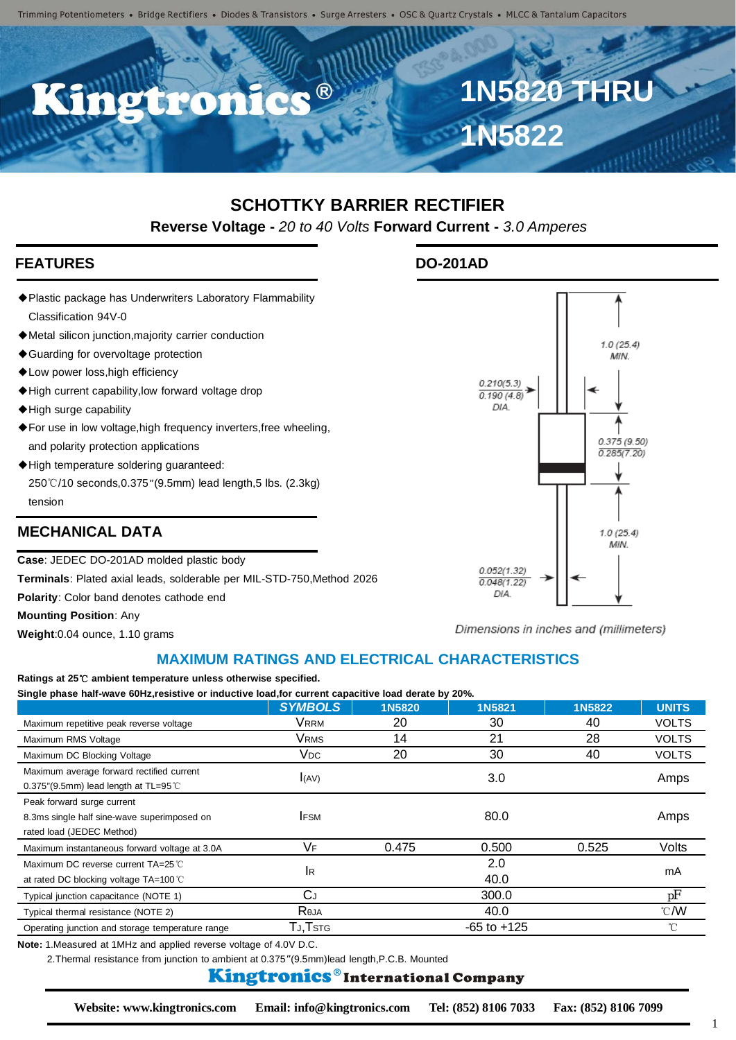Trimming Potentiometers • Bridge Rectifiers • Diodes & Transistors • Surge Arresters • OSC & Quartz Crystals • MLCC & Tantalum Capacitors

# Kingtronics®

# 1N5820 THRU 1N5822

## SCHOTTKY BARRIER RECTIFIER

**Reverse Voltage -** *20 to 40 Volts* **Forward Current -** *3.0 Amperes*

## FEATURES

- ◆Plastic package has Underwriters Laboratory Flammability Classification 94V-0
- ◆Metal silicon junction,majority carrier conduction
- ◆Guarding for overvoltage protection
- ◆Low power loss,high efficiency
- ◆High current capability,low forward voltage drop
- ◆High surge capability
- ◆For use in low voltage,high frequency inverters,free wheeling, and polarity protection applications
- ◆High temperature soldering guaranteed: 250℃/10 seconds,0.375"(9.5mm) lead length,5 lbs. (2.3kg) tension

## MECHANICAL DATA

**Case**: JEDEC DO-201AD molded plastic body

**Terminals**: Plated axial leads, solderable per MIL-STD-750,Method 2026

**Polarity**: Color band denotes cathode end

**Mounting Position**: Any

**Weight**:0.04 ounce, 1.10 grams

## DO-201AD

1.0 (25.4) MIN.

0.210(5.3) / 0.190 (4.8) DIA.

0.375 (9.50) / 0.285(7.20)

1.0 (25.4) MIN.

0.052(1.32) / 0.048(1.22) DIA.

Dimensions in inches and (millimeters)

## MAXIMUM RATINGS AND ELECTRICAL CHARACTERISTICS

**Ratings at 25℃ ambient temperature unless otherwise specified.**

**Single phase half-wave 60Hz,resistive or inductive load,for current capacitive load derate by 20%.**

| | SYMBOLS | 1N5820 | 1N5821 | 1N5822 | UNITS |
|---|---|---|---|---|---|
| Maximum repetitive peak reverse voltage | $V_{RRM}$ | 20 | 30 | 40 | VOLTS |
| Maximum RMS Voltage | $V_{RMS}$ | 14 | 21 | 28 | VOLTS |
| Maximum DC Blocking Voltage | $V_{DC}$ | 20 | 30 | 40 | VOLTS |
| Maximum average forward rectified current 0.375"(9.5mm) lead length at TL=95℃ | $I_{(AV)}$ | | 3.0 | | Amps |
| Peak forward surge current 8.3ms single half sine-wave superimposed on rated load (JEDEC Method) | $I_{FSM}$ | | 80.0 | | Amps |
| Maximum instantaneous forward voltage at 3.0A | $V_F$ | 0.475 | 0.500 | 0.525 | Volts |
| Maximum DC reverse current TA=25℃ / at rated DC blocking voltage TA=100℃ | $I_R$ | | 2.0 / 40.0 | | mA |
| Typical junction capacitance (NOTE 1) | $C_J$ | | 300.0 | | pF |
| Typical thermal resistance (NOTE 2) | $R_{\theta JA}$ | | 40.0 | | ℃/W |
| Operating junction and storage temperature range | $T_J, T_{STG}$ | | -65 to +125 | | ℃ |

**Note:** 1.Measured at 1MHz and applied reverse voltage of 4.0V D.C.

2.Thermal resistance from junction to ambient at 0.375"(9.5mm)lead length,P.C.B. Mounted

**Kingtronics® International Company**

**Website: www.kingtronics.com Email: info@kingtronics.com Tel: (852) 8106 7033 Fax: (852) 8106 7099**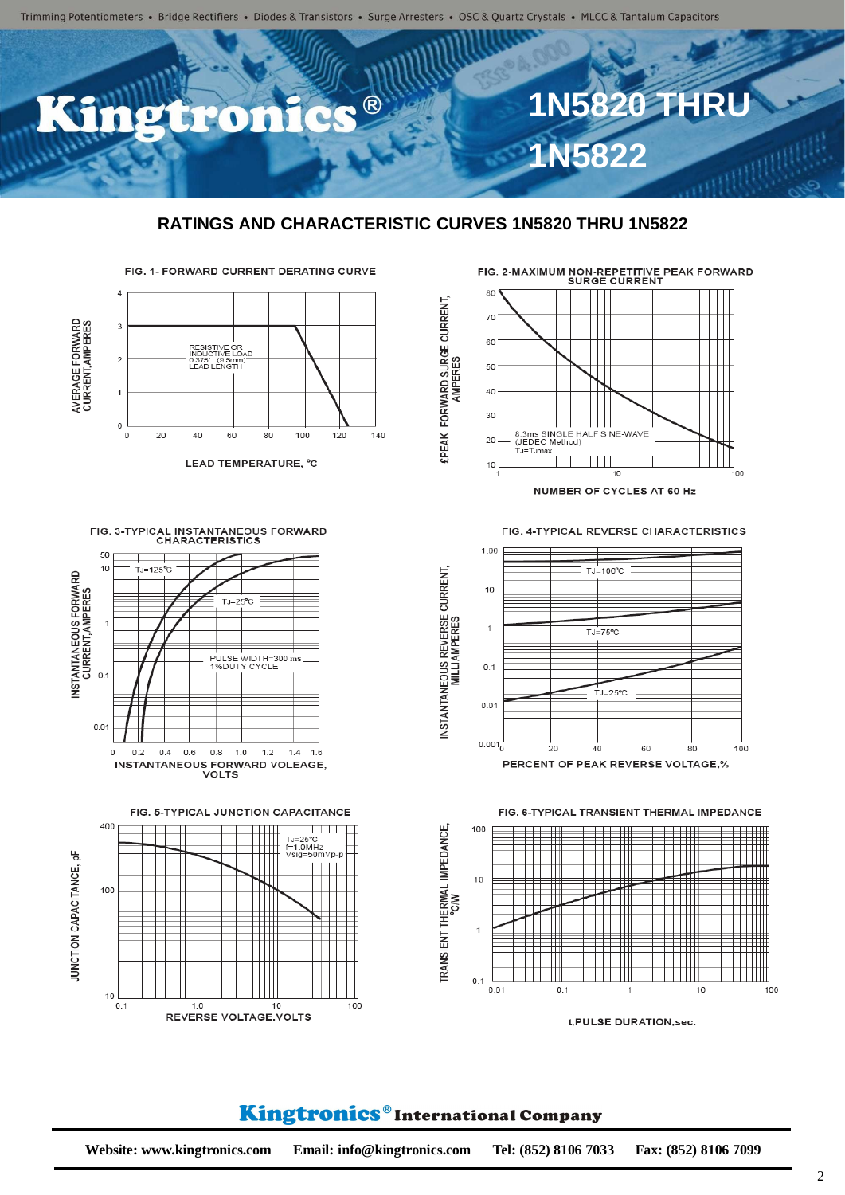# 1N5820 THRU 1N5822

## RATINGS AND CHARACTERISTIC CURVES 1N5820 THRU 1N5822

FIG. 1- FORWARD CURRENT DERATING CURVE

AVERAGE FORWARD CURRENT,AMPERES

4
3
2
1
0

RESISTIVE OR INDUCTIVE LOAD 0.375" (9.5mm) LEAD LENGTH

0 20 40 60 80 100 120 140

LEAD TEMPERATURE, °C

FIG. 2-MAXIMUM NON-REPETITIVE PEAK FORWARD SURGE CURRENT

PEAK FORWARD SURGE CURRENT, AMPERES

80
70
60
50
40
30
20
10

8.3ms SINGLE HALF SINE-WAVE (JEDEC Method) TJ=TJmax

1 10 100

NUMBER OF CYCLES AT 60 Hz

FIG. 3-TYPICAL INSTANTANEOUS FORWARD CHARACTERISTICS

INSTANTANEOUS FORWARD CURRENT,AMPERES

50
10
1
0.1
0.01

TJ=125°C

TJ=25°C

PULSE WIDTH=300 ms 1%DUTY CYCLE

0 0.2 0.4 0.6 0.8 1.0 1.2 1.4 1.6

INSTANTANEOUS FORWARD VOLEAGE, VOLTS

FIG. 4-TYPICAL REVERSE CHARACTERISTICS

INSTANTANEOUS REVERSE CURRENT, MILLIAMPERES

1,00
10
1
0.1
0.01
0.001

TJ=100°C

TJ=75°C

TJ=25°C

0 20 40 60 80 100

PERCENT OF PEAK REVERSE VOLTAGE,%

FIG. 5-TYPICAL JUNCTION CAPACITANCE

JUNCTION CAPACITANCE, pF

400
100
10

TJ=25°C f=1.0MHz Vsig=50mVp-p

0.1 1.0 10 100

REVERSE VOLTAGE,VOLTS

FIG. 6-TYPICAL TRANSIENT THERMAL IMPEDANCE

TRANSIENT THERMAL IMPEDANCE, °C/W

100
10
1
0.1

0.01 0.1 1 10 100

t,PULSE DURATION,sec.

Kingtronics® International Company

Website: www.kingtronics.com  Email: info@kingtronics.com  Tel: (852) 8106 7033  Fax: (852) 8106 7099